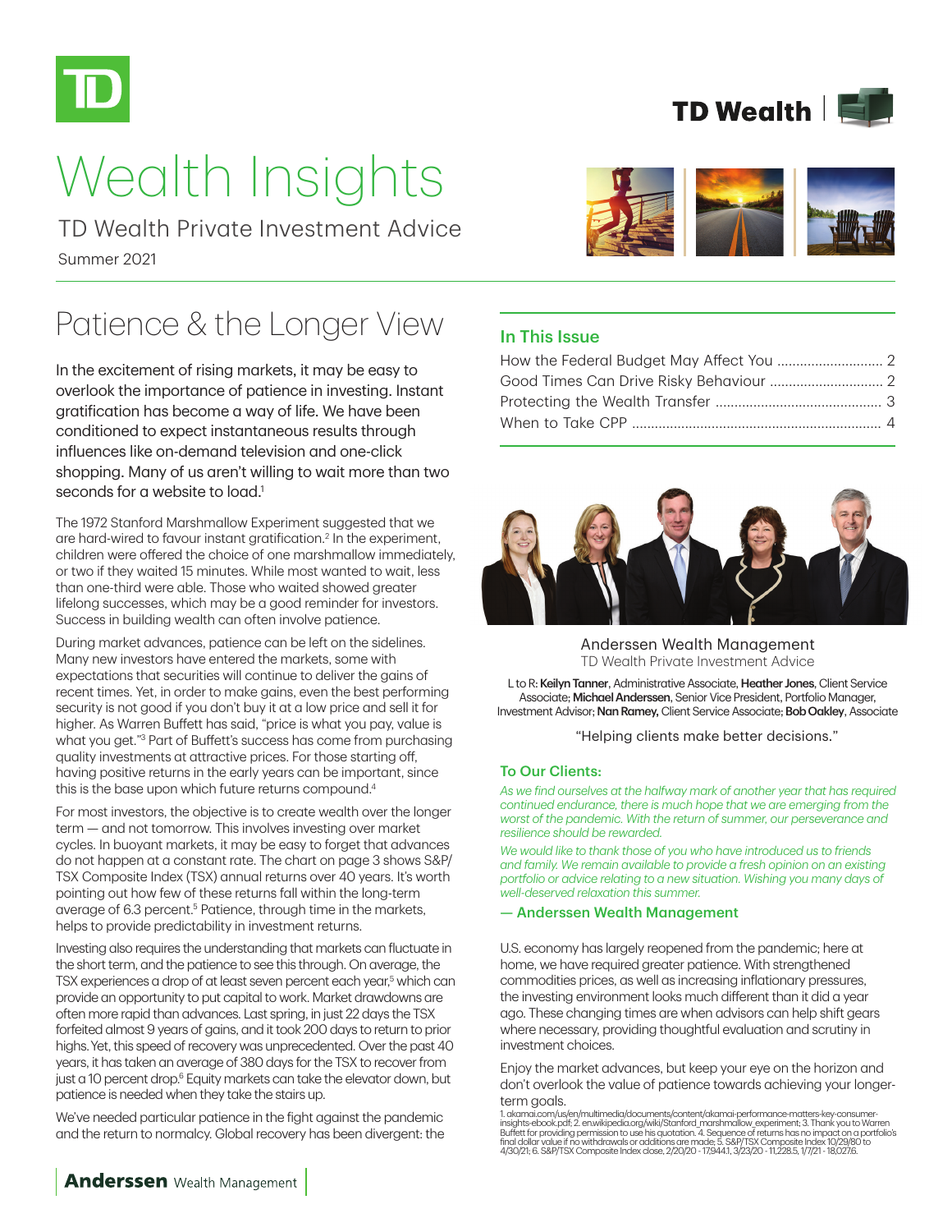# Wealth Insights

TD Wealth Private Investment Advice

Summer 2021

## Patience & the Longer View

In the excitement of rising markets, it may be easy to overlook the importance of patience in investing. Instant gratification has become a way of life. We have been conditioned to expect instantaneous results through influences like on-demand television and one-click shopping. Many of us aren't willing to wait more than two seconds for a website to load.[1]

The 1972 Stanford Marshmallow Experiment suggested that we are hard-wired to favour instant gratification.[2] In the experiment, children were offered the choice of one marshmallow immediately, or two if they waited 15 minutes. While most wanted to wait, less than one-third were able. Those who waited showed greater lifelong successes, which may be a good reminder for investors. Success in building wealth can often involve patience.

During market advances, patience can be left on the sidelines. Many new investors have entered the markets, some with expectations that securities will continue to deliver the gains of recent times. Yet, in order to make gains, even the best performing security is not good if you don't buy it at a low price and sell it for higher. As Warren Buffett has said, "price is what you pay, value is what you get."[3] Part of Buffett's success has come from purchasing quality investments at attractive prices. For those starting off, having positive returns in the early years can be important, since this is the base upon which future returns compound.[4]

For most investors, the objective is to create wealth over the longer term — and not tomorrow. This involves investing over market cycles. In buoyant markets, it may be easy to forget that advances do not happen at a constant rate. The chart on page 3 shows S&P/TSX Composite Index (TSX) annual returns over 40 years. It's worth pointing out how few of these returns fall within the long-term average of 6.3 percent.[5] Patience, through time in the markets, helps to provide predictability in investment returns.

Investing also requires the understanding that markets can fluctuate in the short term, and the patience to see this through. On average, the TSX experiences a drop of at least seven percent each year,[5] which can provide an opportunity to put capital to work. Market drawdowns are often more rapid than advances. Last spring, in just 22 days the TSX forfeited almost 9 years of gains, and it took 200 days to return to prior highs. Yet, this speed of recovery was unprecedented. Over the past 40 years, it has taken an average of 380 days for the TSX to recover from just a 10 percent drop.[6] Equity markets can take the elevator down, but patience is needed when they take the stairs up.

We've needed particular patience in the fight against the pandemic and the return to normalcy. Global recovery has been divergent: the U.S. economy has largely reopened from the pandemic; here at home, we have required greater patience. With strengthened commodities prices, as well as increasing inflationary pressures, the investing environment looks much different than it did a year ago. These changing times are when advisors can help shift gears where necessary, providing thoughtful evaluation and scrutiny in investment choices.

Enjoy the market advances, but keep your eye on the horizon and don't overlook the value of patience towards achieving your longer-term goals.

### In This Issue

- How the Federal Budget May Affect You .......... 2
- Good Times Can Drive Risky Behaviour .......... 2
- Protecting the Wealth Transfer .......... 3
- When to Take CPP .......... 4

Anderssen Wealth Management

TD Wealth Private Investment Advice

L to R: **Keilyn Tanner**, Administrative Associate, **Heather Jones**, Client Service Associate; **Michael Anderssen**, Senior Vice President, Portfolio Manager, Investment Advisor; **Nan Ramey,** Client Service Associate; **Bob Oakley**, Associate

"Helping clients make better decisions."

### To Our Clients:

*As we find ourselves at the halfway mark of another year that has required continued endurance, there is much hope that we are emerging from the worst of the pandemic. With the return of summer, our perseverance and resilience should be rewarded.*

*We would like to thank those of you who have introduced us to friends and family. We remain available to provide a fresh opinion on an existing portfolio or advice relating to a new situation. Wishing you many days of well-deserved relaxation this summer.*

**— Anderssen Wealth Management**

1. akamai.com/us/en/multimedia/documents/content/akamai-performance-matters-key-consumer-insights-ebook.pdf; 2. en.wikipedia.org/wiki/Stanford_marshmallow_experiment; 3. Thank you to Warren Buffett for providing permission to use his quotation. 4. Sequence of returns has no impact on a portfolio's final dollar value if no withdrawals or additions are made; 5. S&P/TSX Composite Index 10/29/80 to 4/30/21; 6. S&P/TSX Composite Index close, 2/20/20 - 17,944.1, 3/23/20 - 11,228.5, 1/7/21 - 18,027.6.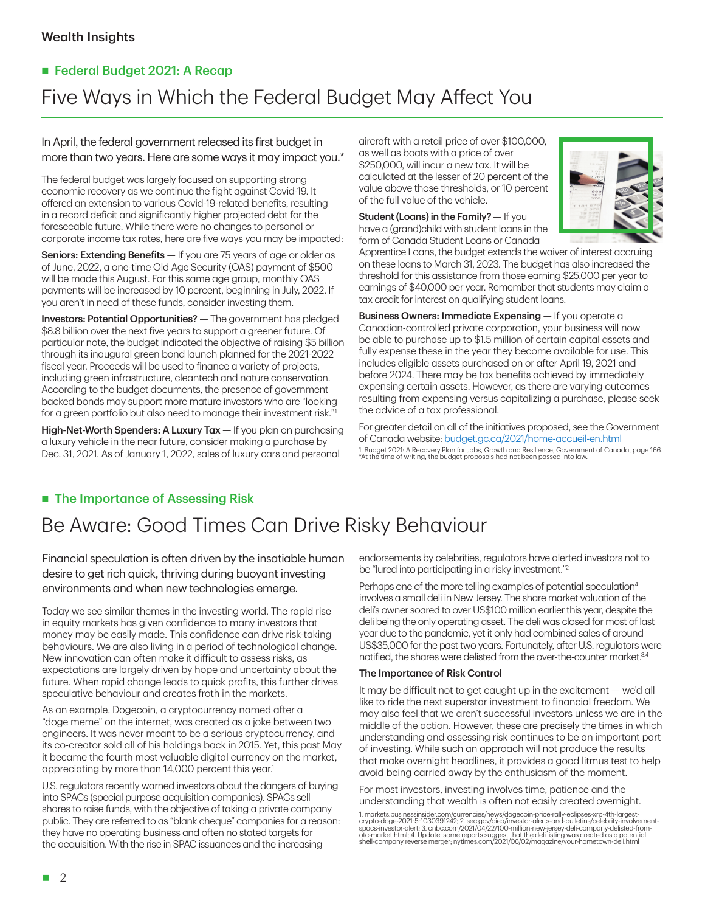## Federal Budget 2021: A Recap

# Five Ways in Which the Federal Budget May Affect You

In April, the federal government released its first budget in more than two years. Here are some ways it may impact you.*

The federal budget was largely focused on supporting strong economic recovery as we continue the fight against Covid-19. It offered an extension to various Covid-19-related benefits, resulting in a record deficit and significantly higher projected debt for the foreseeable future. While there were no changes to personal or corporate income tax rates, here are five ways you may be impacted:

**Seniors: Extending Benefits** — If you are 75 years of age or older as of June, 2022, a one-time Old Age Security (OAS) payment of $500 will be made this August. For this same age group, monthly OAS payments will be increased by 10 percent, beginning in July, 2022. If you aren't in need of these funds, consider investing them.

**Investors: Potential Opportunities?** — The government has pledged $8.8 billion over the next five years to support a greener future. Of particular note, the budget indicated the objective of raising $5 billion through its inaugural green bond launch planned for the 2021-2022 fiscal year. Proceeds will be used to finance a variety of projects, including green infrastructure, cleantech and nature conservation. According to the budget documents, the presence of government backed bonds may support more mature investors who are "looking for a green portfolio but also need to manage their investment risk."[1]

**High-Net-Worth Spenders: A Luxury Tax** — If you plan on purchasing a luxury vehicle in the near future, consider making a purchase by Dec. 31, 2021. As of January 1, 2022, sales of luxury cars and personal aircraft with a retail price of over $100,000, as well as boats with a price of over $250,000, will incur a new tax. It will be calculated at the lesser of 20 percent of the value above those thresholds, or 10 percent of the full value of the vehicle.

**Student (Loans) in the Family?** — If you have a (grand)child with student loans in the form of Canada Student Loans or Canada Apprentice Loans, the budget extends the waiver of interest accruing on these loans to March 31, 2023. The budget has also increased the threshold for this assistance from those earning $25,000 per year to earnings of $40,000 per year. Remember that students may claim a tax credit for interest on qualifying student loans.

**Business Owners: Immediate Expensing** — If you operate a Canadian-controlled private corporation, your business will now be able to purchase up to $1.5 million of certain capital assets and fully expense these in the year they become available for use. This includes eligible assets purchased on or after April 19, 2021 and before 2024. There may be tax benefits achieved by immediately expensing certain assets. However, as there are varying outcomes resulting from expensing versus capitalizing a purchase, please seek the advice of a tax professional.

For greater detail on all of the initiatives proposed, see the Government of Canada website: budget.gc.ca/2021/home-accueil-en.html

1. Budget 2021: A Recovery Plan for Jobs, Growth and Resilience, Government of Canada, page 166.
*At the time of writing, the budget proposals had not been passed into law.

## The Importance of Assessing Risk

# Be Aware: Good Times Can Drive Risky Behaviour

Financial speculation is often driven by the insatiable human desire to get rich quick, thriving during buoyant investing environments and when new technologies emerge.

Today we see similar themes in the investing world. The rapid rise in equity markets has given confidence to many investors that money may be easily made. This confidence can drive risk-taking behaviours. We are also living in a period of technological change. New innovation can often make it difficult to assess risks, as expectations are largely driven by hope and uncertainty about the future. When rapid change leads to quick profits, this further drives speculative behaviour and creates froth in the markets.

As an example, Dogecoin, a cryptocurrency named after a "doge meme" on the internet, was created as a joke between two engineers. It was never meant to be a serious cryptocurrency, and its co-creator sold all of his holdings back in 2015. Yet, this past May it became the fourth most valuable digital currency on the market, appreciating by more than 14,000 percent this year.[1]

U.S. regulators recently warned investors about the dangers of buying into SPACs (special purpose acquisition companies). SPACs sell shares to raise funds, with the objective of taking a private company public. They are referred to as "blank cheque" companies for a reason: they have no operating business and often no stated targets for the acquisition. With the rise in SPAC issuances and the increasing endorsements by celebrities, regulators have alerted investors not to be "lured into participating in a risky investment."[2]

Perhaps one of the more telling examples of potential speculation[4] involves a small deli in New Jersey. The share market valuation of the deli's owner soared to over US$100 million earlier this year, despite the deli being the only operating asset. The deli was closed for most of last year due to the pandemic, yet it only had combined sales of around US$35,000 for the past two years. Fortunately, after U.S. regulators were notified, the shares were delisted from the over-the-counter market.[3,4]

### The Importance of Risk Control

It may be difficult not to get caught up in the excitement — we'd all like to ride the next superstar investment to financial freedom. We may also feel that we aren't successful investors unless we are in the middle of the action. However, these are precisely the times in which understanding and assessing risk continues to be an important part of investing. While such an approach will not produce the results that make overnight headlines, it provides a good litmus test to help avoid being carried away by the enthusiasm of the moment.

For most investors, investing involves time, patience and the understanding that wealth is often not easily created overnight.

1. markets.businessinsider.com/currencies/news/dogecoin-price-rally-eclipses-xrp-4th-largest-crypto-doge-2021-5-1030391242; 2. sec.gov/oiea/investor-alerts-and-bulletins/celebrity-involvement-spacs-investor-alert; 3. cnbc.com/2021/04/22/100-million-new-jersey-deli-company-delisted-from-otc-market.html; 4. Update: some reports suggest that the deli listing was created as a potential shell-company reverse merger; nytimes.com/2021/06/02/magazine/your-hometown-deli.html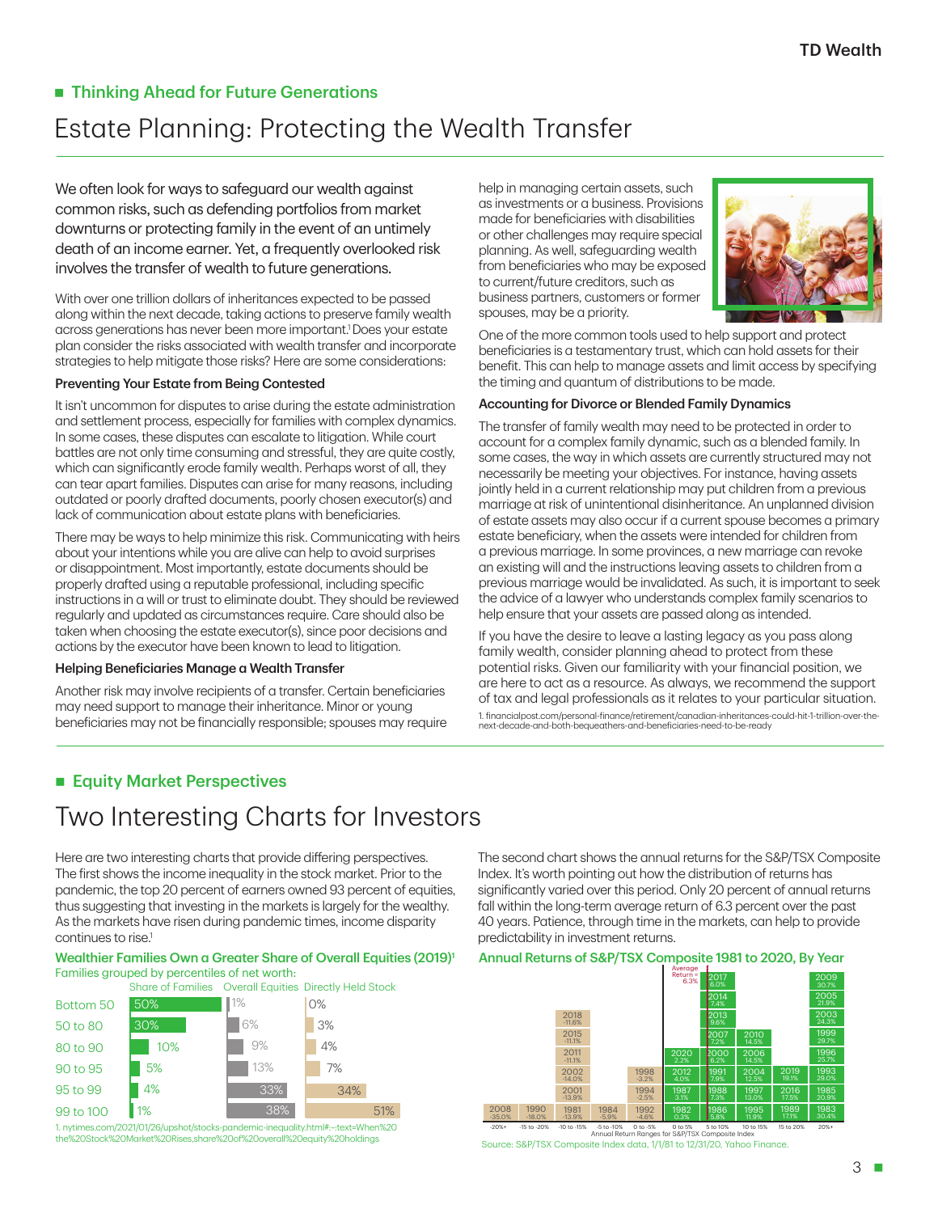## Thinking Ahead for Future Generations

# Estate Planning: Protecting the Wealth Transfer

We often look for ways to safeguard our wealth against common risks, such as defending portfolios from market downturns or protecting family in the event of an untimely death of an income earner. Yet, a frequently overlooked risk involves the transfer of wealth to future generations.

With over one trillion dollars of inheritances expected to be passed along within the next decade, taking actions to preserve family wealth across generations has never been more important.[1] Does your estate plan consider the risks associated with wealth transfer and incorporate strategies to help mitigate those risks? Here are some considerations:

### Preventing Your Estate from Being Contested

It isn't uncommon for disputes to arise during the estate administration and settlement process, especially for families with complex dynamics. In some cases, these disputes can escalate to litigation. While court battles are not only time consuming and stressful, they are quite costly, which can significantly erode family wealth. Perhaps worst of all, they can tear apart families. Disputes can arise for many reasons, including outdated or poorly drafted documents, poorly chosen executor(s) and lack of communication about estate plans with beneficiaries.

There may be ways to help minimize this risk. Communicating with heirs about your intentions while you are alive can help to avoid surprises or disappointment. Most importantly, estate documents should be properly drafted using a reputable professional, including specific instructions in a will or trust to eliminate doubt. They should be reviewed regularly and updated as circumstances require. Care should also be taken when choosing the estate executor(s), since poor decisions and actions by the executor have been known to lead to litigation.

### Helping Beneficiaries Manage a Wealth Transfer

Another risk may involve recipients of a transfer. Certain beneficiaries may need support to manage their inheritance. Minor or young beneficiaries may not be financially responsible; spouses may require help in managing certain assets, such as investments or a business. Provisions made for beneficiaries with disabilities or other challenges may require special planning. As well, safeguarding wealth from beneficiaries who may be exposed to current/future creditors, such as business partners, customers or former spouses, may be a priority.

One of the more common tools used to help support and protect beneficiaries is a testamentary trust, which can hold assets for their benefit. This can help to manage assets and limit access by specifying the timing and quantum of distributions to be made.

### Accounting for Divorce or Blended Family Dynamics

The transfer of family wealth may need to be protected in order to account for a complex family dynamic, such as a blended family. In some cases, the way in which assets are currently structured may not necessarily be meeting your objectives. For instance, having assets jointly held in a current relationship may put children from a previous marriage at risk of unintentional disinheritance. An unplanned division of estate assets may also occur if a current spouse becomes a primary estate beneficiary, when the assets were intended for children from a previous marriage. In some provinces, a new marriage can revoke an existing will and the instructions leaving assets to children from a previous marriage would be invalidated. As such, it is important to seek the advice of a lawyer who understands complex family scenarios to help ensure that your assets are passed along as intended.

If you have the desire to leave a lasting legacy as you pass along family wealth, consider planning ahead to protect from these potential risks. Given our familiarity with your financial position, we are here to act as a resource. As always, we recommend the support of tax and legal professionals as it relates to your particular situation.

1. financialpost.com/personal-finance/retirement/canadian-inheritances-could-hit-1-trillion-over-the-next-decade-and-both-bequeathers-and-beneficiaries-need-to-be-ready

## Equity Market Perspectives

# Two Interesting Charts for Investors

Here are two interesting charts that provide differing perspectives. The first shows the income inequality in the stock market. Prior to the pandemic, the top 20 percent of earners owned 93 percent of equities, thus suggesting that investing in the markets is largely for the wealthy. As the markets have risen during pandemic times, income disparity continues to rise.[1]

**Wealthier Families Own a Greater Share of Overall Equities (2019)[1]**

Families grouped by percentiles of net worth:

| | Share of Families | Overall Equities | Directly Held Stock |
|---|---|---|---|
| Bottom 50 | 50% | 1% | 0% |
| 50 to 80 | 30% | 6% | 3% |
| 80 to 90 | 10% | 9% | 4% |
| 90 to 95 | 5% | 13% | 7% |
| 95 to 99 | 4% | 33% | 34% |
| 99 to 100 | 1% | 38% | 51% |

1. nytimes.com/2021/01/26/upshot/stocks-pandemic-inequality.html#:~:text=When%20the%20Stock%20Market%20Rises,share%20of%20overall%20equity%20holdings

The second chart shows the annual returns for the S&P/TSX Composite Index. It's worth pointing out how the distribution of returns has significantly varied over this period. Only 20 percent of annual returns fall within the long-term average return of 6.3 percent over the past 40 years. Patience, through time in the markets, can help to provide predictability in investment returns.

**Annual Returns of S&P/TSX Composite 1981 to 2020, By Year**

Average Return = 6.3%

| Annual Return Range | Years (Return) |
|---|---|
| -20%+ | 2008 (-35.0%) |
| -15 to -20% | 1990 (-18.0%) |
| -10 to -15% | 2018 (-11.6%), 2015 (-11.1%), 2011 (-11.1%), 2002 (-14.0%), 2001 (-13.9%), 1981 (-13.9%) |
| -5 to -10% | 1984 (-5.9%) |
| 0 to -5% | 1998 (-3.2%), 1994 (-2.5%), 1992 (-4.6%) |
| 0 to 5% | 2020 (2.2%), 2012 (4.0%), 1987 (3.1%), 1982 (0.3%) |
| 5 to 10% | 2017 (6.0%), 2014 (7.4%), 2013 (9.6%), 2007 (7.2%), 2000 (6.2%), 1991 (7.9%), 1988 (7.3%), 1986 (5.8%) |
| 10 to 15% | 2010 (14.5%), 2006 (14.5%), 2004 (12.5%), 1997 (13.0%), 1995 (11.9%) |
| 15 to 20% | 2019 (19.1%), 2016 (17.5%), 1989 (17.1%) |
| 20%+ | 2009 (30.7%), 2005 (21.9%), 2003 (24.3%), 1999 (29.7%), 1996 (25.7%), 1993 (29.0%), 1985 (20.9%), 1983 (30.4%) |

Annual Return Ranges for S&P/TSX Composite Index

Source: S&P/TSX Composite Index data, 1/1/81 to 12/31/20, Yahoo Finance.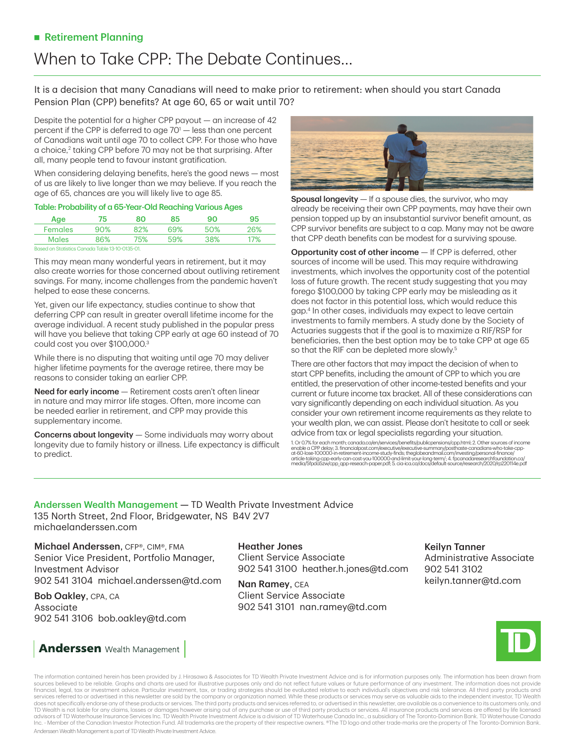■ Retirement Planning

# When to Take CPP: The Debate Continues...

It is a decision that many Canadians will need to make prior to retirement: when should you start Canada Pension Plan (CPP) benefits? At age 60, 65 or wait until 70?

Despite the potential for a higher CPP payout — an increase of 42 percent if the CPP is deferred to age 70[1] — less than one percent of Canadians wait until age 70 to collect CPP. For those who have a choice,[2] taking CPP before 70 may not be that surprising. After all, many people tend to favour instant gratification.

When considering delaying benefits, here's the good news — most of us are likely to live longer than we may believe. If you reach the age of 65, chances are you will likely live to age 85.

**Table: Probability of a 65-Year-Old Reaching Various Ages**

| Age | 75 | 80 | 85 | 90 | 95 |
|---|---|---|---|---|---|
| Females | 90% | 82% | 69% | 50% | 26% |
| Males | 86% | 75% | 59% | 38% | 17% |

Based on Statistics Canada Table 13-10-0135-01.

This may mean many wonderful years in retirement, but it may also create worries for those concerned about outliving retirement savings. For many, income challenges from the pandemic haven't helped to ease these concerns.

Yet, given our life expectancy, studies continue to show that deferring CPP can result in greater overall lifetime income for the average individual. A recent study published in the popular press will have you believe that taking CPP early at age 60 instead of 70 could cost you over $100,000.[3]

While there is no disputing that waiting until age 70 may deliver higher lifetime payments for the average retiree, there may be reasons to consider taking an earlier CPP.

**Need for early income** — Retirement costs aren't often linear in nature and may mirror life stages. Often, more income can be needed earlier in retirement, and CPP may provide this supplementary income.

**Concerns about longevity** — Some individuals may worry about longevity due to family history or illness. Life expectancy is difficult to predict.

**Spousal longevity** — If a spouse dies, the survivor, who may already be receiving their own CPP payments, may have their own pension topped up by an insubstantial survivor benefit amount, as CPP survivor benefits are subject to a cap. Many may not be aware that CPP death benefits can be modest for a surviving spouse.

**Opportunity cost of other income** — If CPP is deferred, other sources of income will be used. This may require withdrawing investments, which involves the opportunity cost of the potential loss of future growth. The recent study suggesting that you may forego $100,000 by taking CPP early may be misleading as it does not factor in this potential loss, which would reduce this gap.[4] In other cases, individuals may expect to leave certain investments to family members. A study done by the Society of Actuaries suggests that if the goal is to maximize a RIF/RSP for beneficiaries, then the best option may be to take CPP at age 65 so that the RIF can be depleted more slowly.[5]

There are other factors that may impact the decision of when to start CPP benefits, including the amount of CPP to which you are entitled, the preservation of other income-tested benefits and your current or future income tax bracket. All of these considerations can vary significantly depending on each individual situation. As you consider your own retirement income requirements as they relate to your wealth plan, we can assist. Please don't hesitate to call or seek advice from tax or legal specialists regarding your situation.

1. Or 0.7% for each month; canada.ca/en/services/benefits/publicpensions/cpp.html; 2. Other sources of income enable a CPP delay; 3. financialpost.com/executive/executive-summary/posthaste-canadians-who-take-cpp-at-60-lose-100000-in-retirement-income-study-finds; theglobeandmail.com/investing/personal-finance/article-taking-cpp-early-can-cost-you-100000-and-limit-your-long-term/; 4. fpcanadaresearchfoundation.ca/media/5fpda5zw/cpp_qpp-reseach-paper.pdf; 5. cia-ica.ca/docs/default-source/research/2020/rp220114e.pdf

**Anderssen Wealth Management** — TD Wealth Private Investment Advice
135 North Street, 2nd Floor, Bridgewater, NS B4V 2V7
michaelanderssen.com

**Michael Anderssen**, CFP®, CIM®, FMA
Senior Vice President, Portfolio Manager, Investment Advisor
902 541 3104 michael.anderssen@td.com

**Bob Oakley**, CPA, CA
Associate
902 541 3106 bob.oakley@td.com

**Heather Jones**
Client Service Associate
902 541 3100 heather.h.jones@td.com

**Nan Ramey**, CEA
Client Service Associate
902 541 3101 nan.ramey@td.com

**Keilyn Tanner**
Administrative Associate
902 541 3102
keilyn.tanner@td.com

**Anderssen** Wealth Management

The information contained herein has been provided by J. Hirasawa & Associates for TD Wealth Private Investment Advice and is for information purposes only. The information has been drawn from sources believed to be reliable. Graphs and charts are used for illustrative purposes only and do not reflect future values or future performance of any investment. The information does not provide financial, legal, tax or investment advice. Particular investment, tax, or trading strategies should be evaluated relative to each individual's objectives and risk tolerance. All third party products and services referred to or advertised in this newsletter are sold by the company or organization named. While these products or services may serve as valuable aids to the independent investor, TD Wealth does not specifically endorse any of these products or services. The third party products and services referred to, or advertised in this newsletter, are available as a convenience to its customers only, and TD Wealth is not liable for any claims, losses or damages however arising out of any purchase or use of third party products or services. All insurance products and services are offered by life licensed advisors of TD Waterhouse Insurance Services Inc. TD Wealth Private Investment Advice is a division of TD Waterhouse Canada Inc., a subsidiary of The Toronto-Dominion Bank. TD Waterhouse Canada Inc. - Member of the Canadian Investor Protection Fund. All trademarks are the property of their respective owners. ®The TD logo and other trade-marks are the property of The Toronto-Dominion Bank.

Anderssen Wealth Management is part of TD Wealth Private Investment Advice.